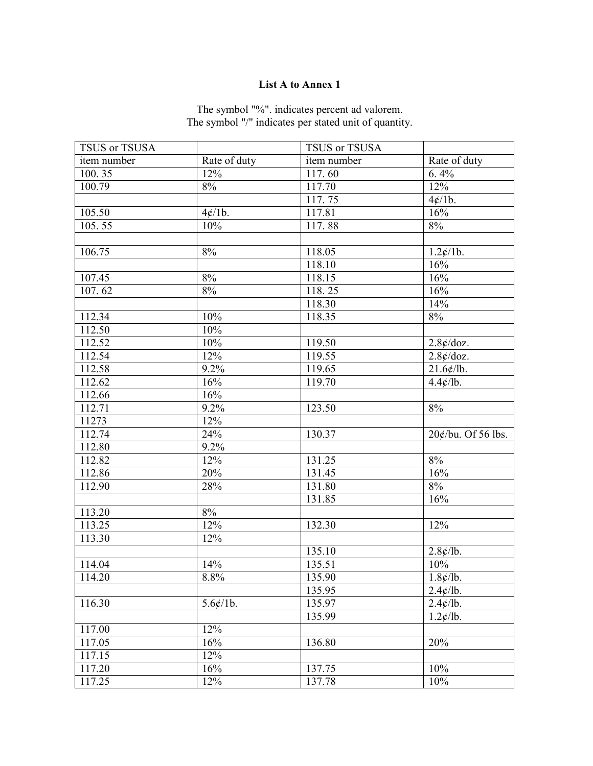**List A to Annex 1**

The symbol "%". indicates percent ad valorem.
The symbol "/" indicates per stated unit of quantity.

| TSUS or TSUSA | | TSUS or TSUSA | |
|---|---|---|---|
| item number | Rate of duty | item number | Rate of duty |
| 100. 35 | 12% | 117. 60 | 6. 4% |
| 100.79 | 8% | 117.70 | 12% |
| | | 117. 75 | 4¢/1b. |
| 105.50 | 4¢/1b. | 117.81 | 16% |
| 105. 55 | 10% | 117. 88 | 8% |
| | | | |
| 106.75 | 8% | 118.05 | 1.2¢/1b. |
| | | 118.10 | 16% |
| 107.45 | 8% | 118.15 | 16% |
| 107. 62 | 8% | 118. 25 | 16% |
| | | 118.30 | 14% |
| 112.34 | 10% | 118.35 | 8% |
| 112.50 | 10% | | |
| 112.52 | 10% | 119.50 | 2.8¢/doz. |
| 112.54 | 12% | 119.55 | 2.8¢/doz. |
| 112.58 | 9.2% | 119.65 | 21.6¢/lb. |
| 112.62 | 16% | 119.70 | 4.4¢/lb. |
| 112.66 | 16% | | |
| 112.71 | 9.2% | 123.50 | 8% |
| 11273 | 12% | | |
| 112.74 | 24% | 130.37 | 20¢/bu. Of 56 lbs. |
| 112.80 | 9.2% | | |
| 112.82 | 12% | 131.25 | 8% |
| 112.86 | 20% | 131.45 | 16% |
| 112.90 | 28% | 131.80 | 8% |
| | | 131.85 | 16% |
| 113.20 | 8% | | |
| 113.25 | 12% | 132.30 | 12% |
| 113.30 | 12% | | |
| | | 135.10 | 2.8¢/lb. |
| 114.04 | 14% | 135.51 | 10% |
| 114.20 | 8.8% | 135.90 | 1.8¢/lb. |
| | | 135.95 | 2.4¢/lb. |
| 116.30 | 5.6¢/1b. | 135.97 | 2.4¢/lb. |
| | | 135.99 | 1.2¢/lb. |
| 117.00 | 12% | | |
| 117.05 | 16% | 136.80 | 20% |
| 117.15 | 12% | | |
| 117.20 | 16% | 137.75 | 10% |
| 117.25 | 12% | 137.78 | 10% |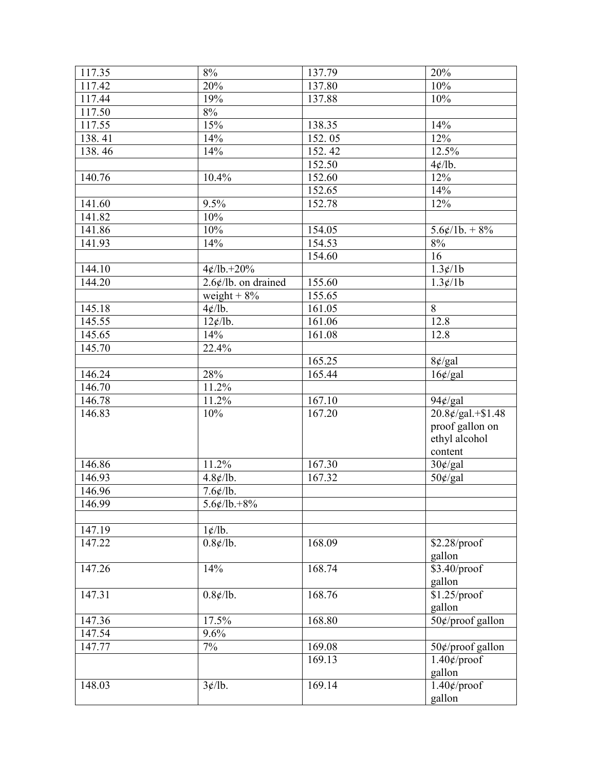| 117.35 | 8% | 137.79 | 20% |
|---|---|---|---|
| 117.42 | 20% | 137.80 | 10% |
| 117.44 | 19% | 137.88 | 10% |
| 117.50 | 8% | | |
| 117.55 | 15% | 138.35 | 14% |
| 138. 41 | 14% | 152. 05 | 12% |
| 138. 46 | 14% | 152. 42 | 12.5% |
| | | 152.50 | 4¢/lb. |
| 140.76 | 10.4% | 152.60 | 12% |
| | | 152.65 | 14% |
| 141.60 | 9.5% | 152.78 | 12% |
| 141.82 | 10% | | |
| 141.86 | 10% | 154.05 | 5.6¢/1b. + 8% |
| 141.93 | 14% | 154.53 | 8% |
| | | 154.60 | 16 |
| 144.10 | 4¢/lb.+20% | | 1.3¢/1b |
| 144.20 | 2.6¢/lb. on drained | 155.60 | 1.3¢/1b |
| | weight + 8% | 155.65 | |
| 145.18 | 4¢/lb. | 161.05 | 8 |
| 145.55 | 12¢/lb. | 161.06 | 12.8 |
| 145.65 | 14% | 161.08 | 12.8 |
| 145.70 | 22.4% | | |
| | | 165.25 | 8¢/gal |
| 146.24 | 28% | 165.44 | 16¢/gal |
| 146.70 | 11.2% | | |
| 146.78 | 11.2% | 167.10 | 94¢/gal |
| 146.83 | 10% | 167.20 | 20.8¢/gal.+$1.48 proof gallon on ethyl alcohol content |
| 146.86 | 11.2% | 167.30 | 30¢/gal |
| 146.93 | 4.8¢/lb. | 167.32 | 50¢/gal |
| 146.96 | 7.6¢/lb. | | |
| 146.99 | 5.6¢/lb.+8% | | |
| | | | |
| 147.19 | 1¢/lb. | | |
| 147.22 | 0.8¢/lb. | 168.09 | $2.28/proof gallon |
| 147.26 | 14% | 168.74 | $3.40/proof gallon |
| 147.31 | 0.8¢/lb. | 168.76 | $1.25/proof gallon |
| 147.36 | 17.5% | 168.80 | 50¢/proof gallon |
| 147.54 | 9.6% | | |
| 147.77 | 7% | 169.08 | 50¢/proof gallon |
| | | 169.13 | 1.40¢/proof gallon |
| 148.03 | 3¢/lb. | 169.14 | 1.40¢/proof gallon |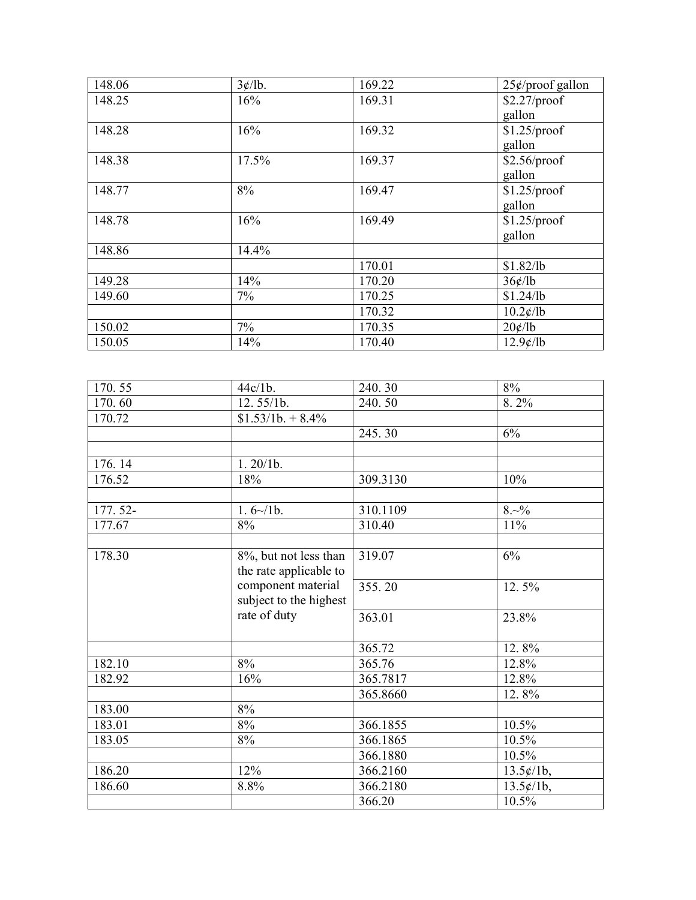| 148.06 | 3¢/lb. | 169.22 | 25¢/proof gallon |
|---|---|---|---|
| 148.25 | 16% | 169.31 | $2.27/proof gallon |
| 148.28 | 16% | 169.32 | $1.25/proof gallon |
| 148.38 | 17.5% | 169.37 | $2.56/proof gallon |
| 148.77 | 8% | 169.47 | $1.25/proof gallon |
| 148.78 | 16% | 169.49 | $1.25/proof gallon |
| 148.86 | 14.4% | | |
| | | 170.01 | $1.82/lb |
| 149.28 | 14% | 170.20 | 36¢/lb |
| 149.60 | 7% | 170.25 | $1.24/lb |
| | | 170.32 | 10.2¢/lb |
| 150.02 | 7% | 170.35 | 20¢/lb |
| 150.05 | 14% | 170.40 | 12.9¢/lb |

| 170. 55 | 44c/1b. | 240. 30 | 8% |
|---|---|---|---|
| 170. 60 | 12. 55/1b. | 240. 50 | 8. 2% |
| 170.72 | $1.53/1b. + 8.4% | | |
| | | 245. 30 | 6% |
| | | | |
| 176. 14 | 1. 20/1b. | | |
| 176.52 | 18% | 309.3130 | 10% |
| | | | |
| 177. 52- | 1. 6~/1b. | 310.1109 | 8.~% |
| 177.67 | 8% | 310.40 | 11% |
| | | | |
| 178.30 | 8%, but not less than the rate applicable to component material subject to the highest rate of duty | 319.07 | 6% |
| | | 355. 20 | 12. 5% |
| | | 363.01 | 23.8% |
| | | 365.72 | 12. 8% |
| 182.10 | 8% | 365.76 | 12.8% |
| 182.92 | 16% | 365.7817 | 12.8% |
| | | 365.8660 | 12. 8% |
| 183.00 | 8% | | |
| 183.01 | 8% | 366.1855 | 10.5% |
| 183.05 | 8% | 366.1865 | 10.5% |
| | | 366.1880 | 10.5% |
| 186.20 | 12% | 366.2160 | 13.5¢/1b, |
| 186.60 | 8.8% | 366.2180 | 13.5¢/1b, |
| | | 366.20 | 10.5% |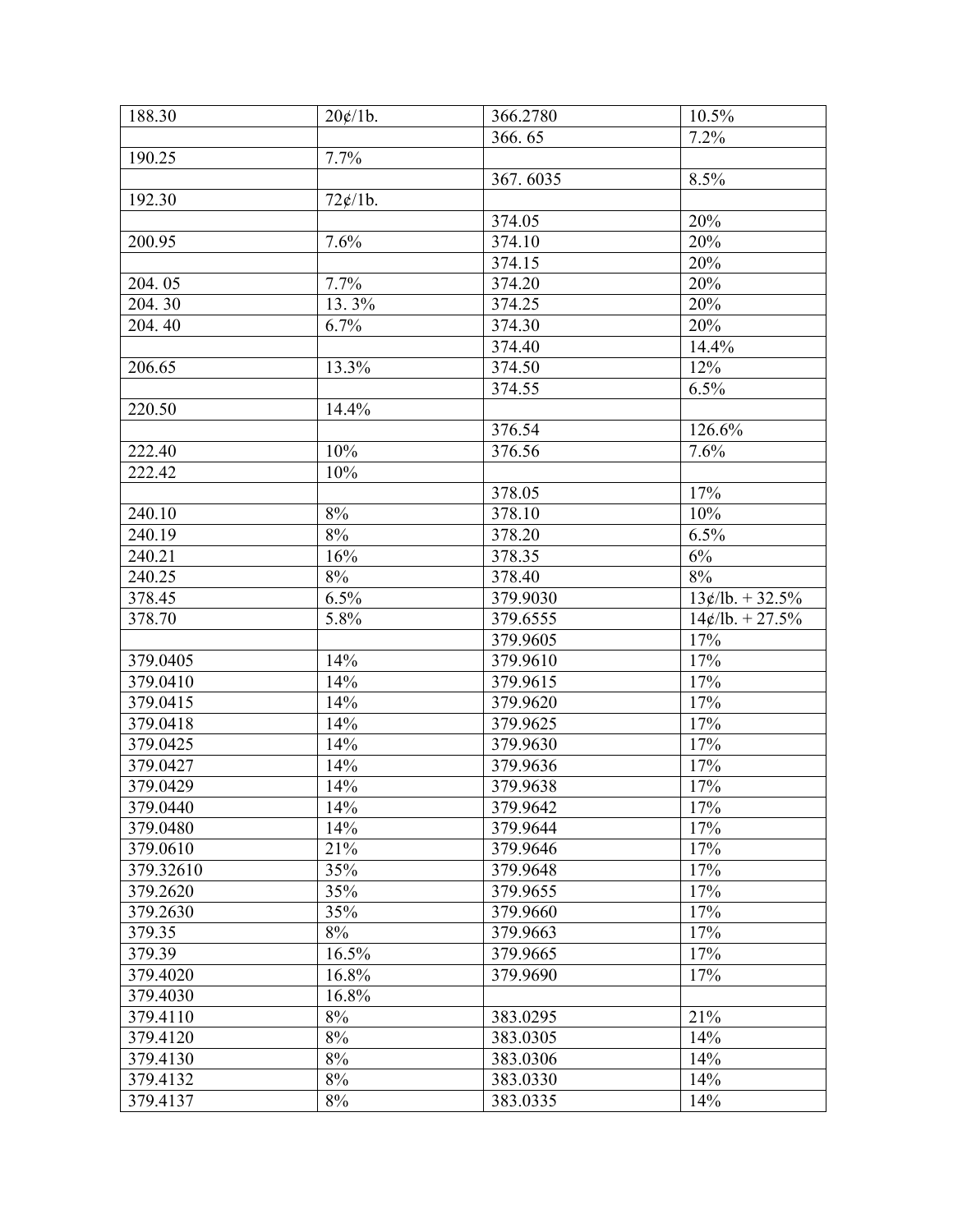| 188.30 | 20¢/1b. | 366.2780 | 10.5% |
|---|---|---|---|
| | | 366. 65 | 7.2% |
| 190.25 | 7.7% | | |
| | | 367. 6035 | 8.5% |
| 192.30 | 72¢/1b. | | |
| | | 374.05 | 20% |
| 200.95 | 7.6% | 374.10 | 20% |
| | | 374.15 | 20% |
| 204. 05 | 7.7% | 374.20 | 20% |
| 204. 30 | 13. 3% | 374.25 | 20% |
| 204. 40 | 6.7% | 374.30 | 20% |
| | | 374.40 | 14.4% |
| 206.65 | 13.3% | 374.50 | 12% |
| | | 374.55 | 6.5% |
| 220.50 | 14.4% | | |
| | | 376.54 | 126.6% |
| 222.40 | 10% | 376.56 | 7.6% |
| 222.42 | 10% | | |
| | | 378.05 | 17% |
| 240.10 | 8% | 378.10 | 10% |
| 240.19 | 8% | 378.20 | 6.5% |
| 240.21 | 16% | 378.35 | 6% |
| 240.25 | 8% | 378.40 | 8% |
| 378.45 | 6.5% | 379.9030 | 13¢/lb. + 32.5% |
| 378.70 | 5.8% | 379.6555 | 14¢/lb. + 27.5% |
| | | 379.9605 | 17% |
| 379.0405 | 14% | 379.9610 | 17% |
| 379.0410 | 14% | 379.9615 | 17% |
| 379.0415 | 14% | 379.9620 | 17% |
| 379.0418 | 14% | 379.9625 | 17% |
| 379.0425 | 14% | 379.9630 | 17% |
| 379.0427 | 14% | 379.9636 | 17% |
| 379.0429 | 14% | 379.9638 | 17% |
| 379.0440 | 14% | 379.9642 | 17% |
| 379.0480 | 14% | 379.9644 | 17% |
| 379.0610 | 21% | 379.9646 | 17% |
| 379.32610 | 35% | 379.9648 | 17% |
| 379.2620 | 35% | 379.9655 | 17% |
| 379.2630 | 35% | 379.9660 | 17% |
| 379.35 | 8% | 379.9663 | 17% |
| 379.39 | 16.5% | 379.9665 | 17% |
| 379.4020 | 16.8% | 379.9690 | 17% |
| 379.4030 | 16.8% | | |
| 379.4110 | 8% | 383.0295 | 21% |
| 379.4120 | 8% | 383.0305 | 14% |
| 379.4130 | 8% | 383.0306 | 14% |
| 379.4132 | 8% | 383.0330 | 14% |
| 379.4137 | 8% | 383.0335 | 14% |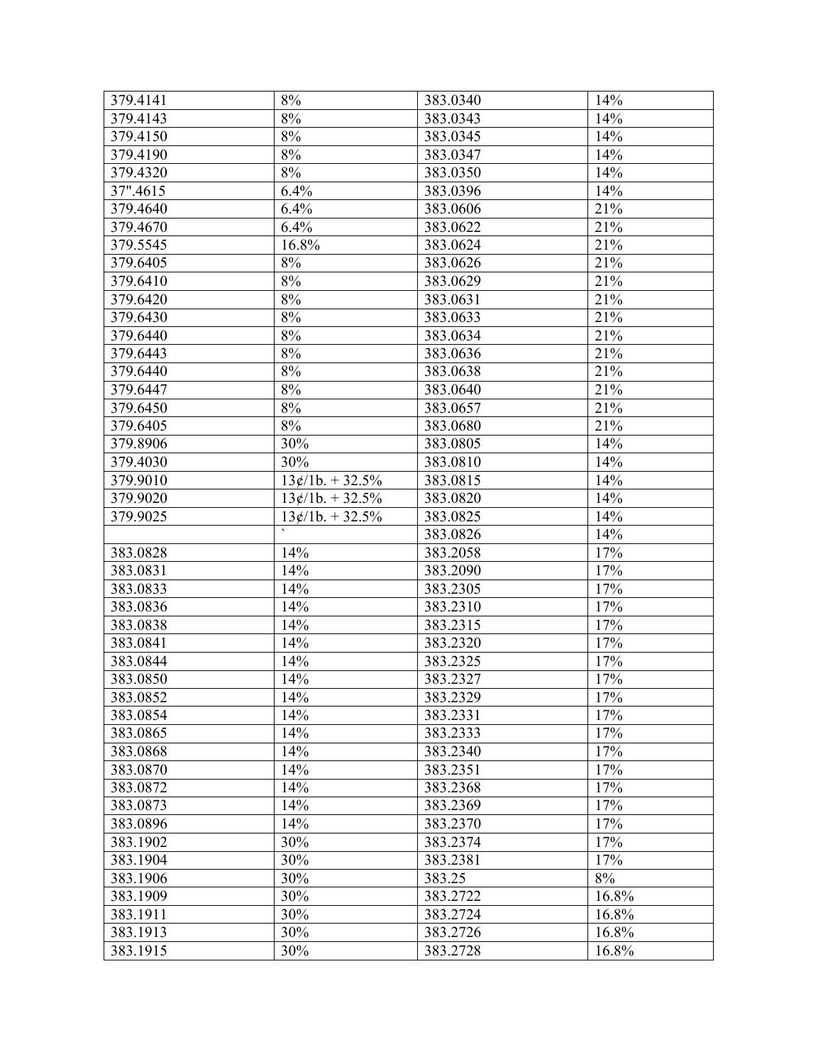| 379.4141 | 8% | 383.0340 | 14% |
|---|---|---|---|
| 379.4143 | 8% | 383.0343 | 14% |
| 379.4150 | 8% | 383.0345 | 14% |
| 379.4190 | 8% | 383.0347 | 14% |
| 379.4320 | 8% | 383.0350 | 14% |
| 37".4615 | 6.4% | 383.0396 | 14% |
| 379.4640 | 6.4% | 383.0606 | 21% |
| 379.4670 | 6.4% | 383.0622 | 21% |
| 379.5545 | 16.8% | 383.0624 | 21% |
| 379.6405 | 8% | 383.0626 | 21% |
| 379.6410 | 8% | 383.0629 | 21% |
| 379.6420 | 8% | 383.0631 | 21% |
| 379.6430 | 8% | 383.0633 | 21% |
| 379.6440 | 8% | 383.0634 | 21% |
| 379.6443 | 8% | 383.0636 | 21% |
| 379.6440 | 8% | 383.0638 | 21% |
| 379.6447 | 8% | 383.0640 | 21% |
| 379.6450 | 8% | 383.0657 | 21% |
| 379.6405 | 8% | 383.0680 | 21% |
| 379.8906 | 30% | 383.0805 | 14% |
| 379.4030 | 30% | 383.0810 | 14% |
| 379.9010 | 13¢/1b. + 32.5% | 383.0815 | 14% |
| 379.9020 | 13¢/1b. + 32.5% | 383.0820 | 14% |
| 379.9025 | 13¢/1b. + 32.5% | 383.0825 | 14% |
| | ` | 383.0826 | 14% |
| 383.0828 | 14% | 383.2058 | 17% |
| 383.0831 | 14% | 383.2090 | 17% |
| 383.0833 | 14% | 383.2305 | 17% |
| 383.0836 | 14% | 383.2310 | 17% |
| 383.0838 | 14% | 383.2315 | 17% |
| 383.0841 | 14% | 383.2320 | 17% |
| 383.0844 | 14% | 383.2325 | 17% |
| 383.0850 | 14% | 383.2327 | 17% |
| 383.0852 | 14% | 383.2329 | 17% |
| 383.0854 | 14% | 383.2331 | 17% |
| 383.0865 | 14% | 383.2333 | 17% |
| 383.0868 | 14% | 383.2340 | 17% |
| 383.0870 | 14% | 383.2351 | 17% |
| 383.0872 | 14% | 383.2368 | 17% |
| 383.0873 | 14% | 383.2369 | 17% |
| 383.0896 | 14% | 383.2370 | 17% |
| 383.1902 | 30% | 383.2374 | 17% |
| 383.1904 | 30% | 383.2381 | 17% |
| 383.1906 | 30% | 383.25 | 8% |
| 383.1909 | 30% | 383.2722 | 16.8% |
| 383.1911 | 30% | 383.2724 | 16.8% |
| 383.1913 | 30% | 383.2726 | 16.8% |
| 383.1915 | 30% | 383.2728 | 16.8% |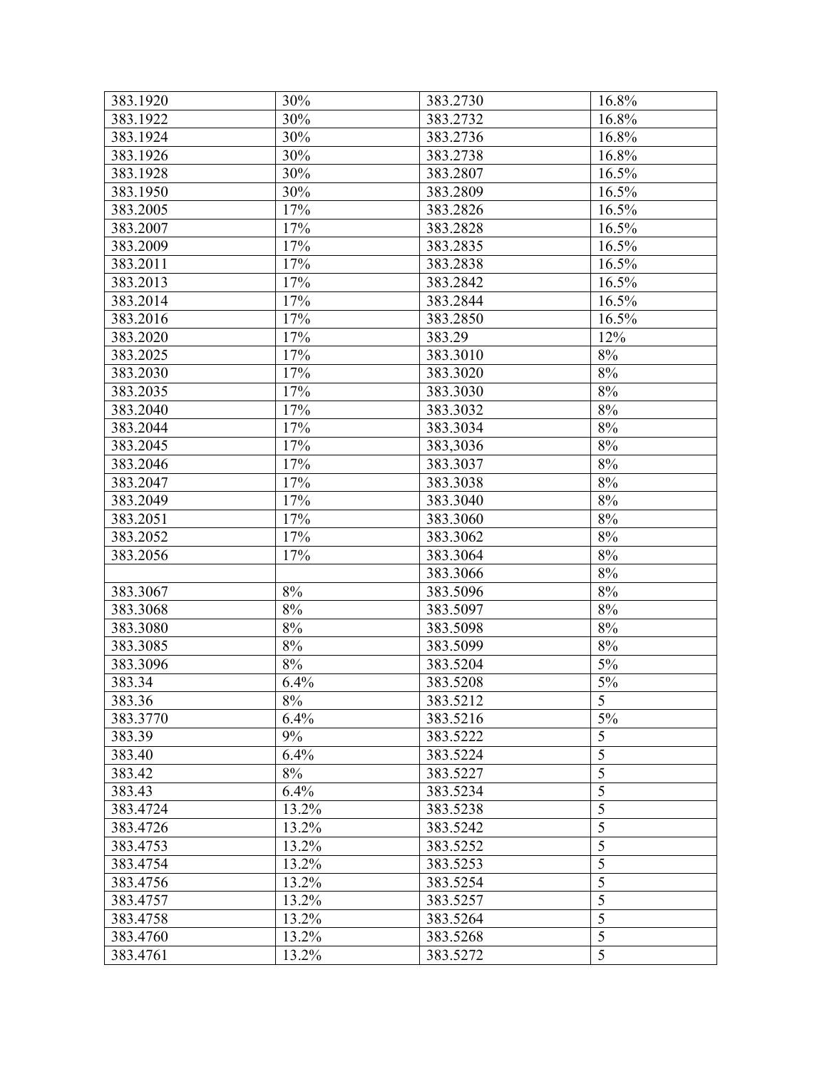| 383.1920 | 30% | 383.2730 | 16.8% |
|---|---|---|---|
| 383.1922 | 30% | 383.2732 | 16.8% |
| 383.1924 | 30% | 383.2736 | 16.8% |
| 383.1926 | 30% | 383.2738 | 16.8% |
| 383.1928 | 30% | 383.2807 | 16.5% |
| 383.1950 | 30% | 383.2809 | 16.5% |
| 383.2005 | 17% | 383.2826 | 16.5% |
| 383.2007 | 17% | 383.2828 | 16.5% |
| 383.2009 | 17% | 383.2835 | 16.5% |
| 383.2011 | 17% | 383.2838 | 16.5% |
| 383.2013 | 17% | 383.2842 | 16.5% |
| 383.2014 | 17% | 383.2844 | 16.5% |
| 383.2016 | 17% | 383.2850 | 16.5% |
| 383.2020 | 17% | 383.29 | 12% |
| 383.2025 | 17% | 383.3010 | 8% |
| 383.2030 | 17% | 383.3020 | 8% |
| 383.2035 | 17% | 383.3030 | 8% |
| 383.2040 | 17% | 383.3032 | 8% |
| 383.2044 | 17% | 383.3034 | 8% |
| 383.2045 | 17% | 383,3036 | 8% |
| 383.2046 | 17% | 383.3037 | 8% |
| 383.2047 | 17% | 383.3038 | 8% |
| 383.2049 | 17% | 383.3040 | 8% |
| 383.2051 | 17% | 383.3060 | 8% |
| 383.2052 | 17% | 383.3062 | 8% |
| 383.2056 | 17% | 383.3064 | 8% |
| | | 383.3066 | 8% |
| 383.3067 | 8% | 383.5096 | 8% |
| 383.3068 | 8% | 383.5097 | 8% |
| 383.3080 | 8% | 383.5098 | 8% |
| 383.3085 | 8% | 383.5099 | 8% |
| 383.3096 | 8% | 383.5204 | 5% |
| 383.34 | 6.4% | 383.5208 | 5% |
| 383.36 | 8% | 383.5212 | 5 |
| 383.3770 | 6.4% | 383.5216 | 5% |
| 383.39 | 9% | 383.5222 | 5 |
| 383.40 | 6.4% | 383.5224 | 5 |
| 383.42 | 8% | 383.5227 | 5 |
| 383.43 | 6.4% | 383.5234 | 5 |
| 383.4724 | 13.2% | 383.5238 | 5 |
| 383.4726 | 13.2% | 383.5242 | 5 |
| 383.4753 | 13.2% | 383.5252 | 5 |
| 383.4754 | 13.2% | 383.5253 | 5 |
| 383.4756 | 13.2% | 383.5254 | 5 |
| 383.4757 | 13.2% | 383.5257 | 5 |
| 383.4758 | 13.2% | 383.5264 | 5 |
| 383.4760 | 13.2% | 383.5268 | 5 |
| 383.4761 | 13.2% | 383.5272 | 5 |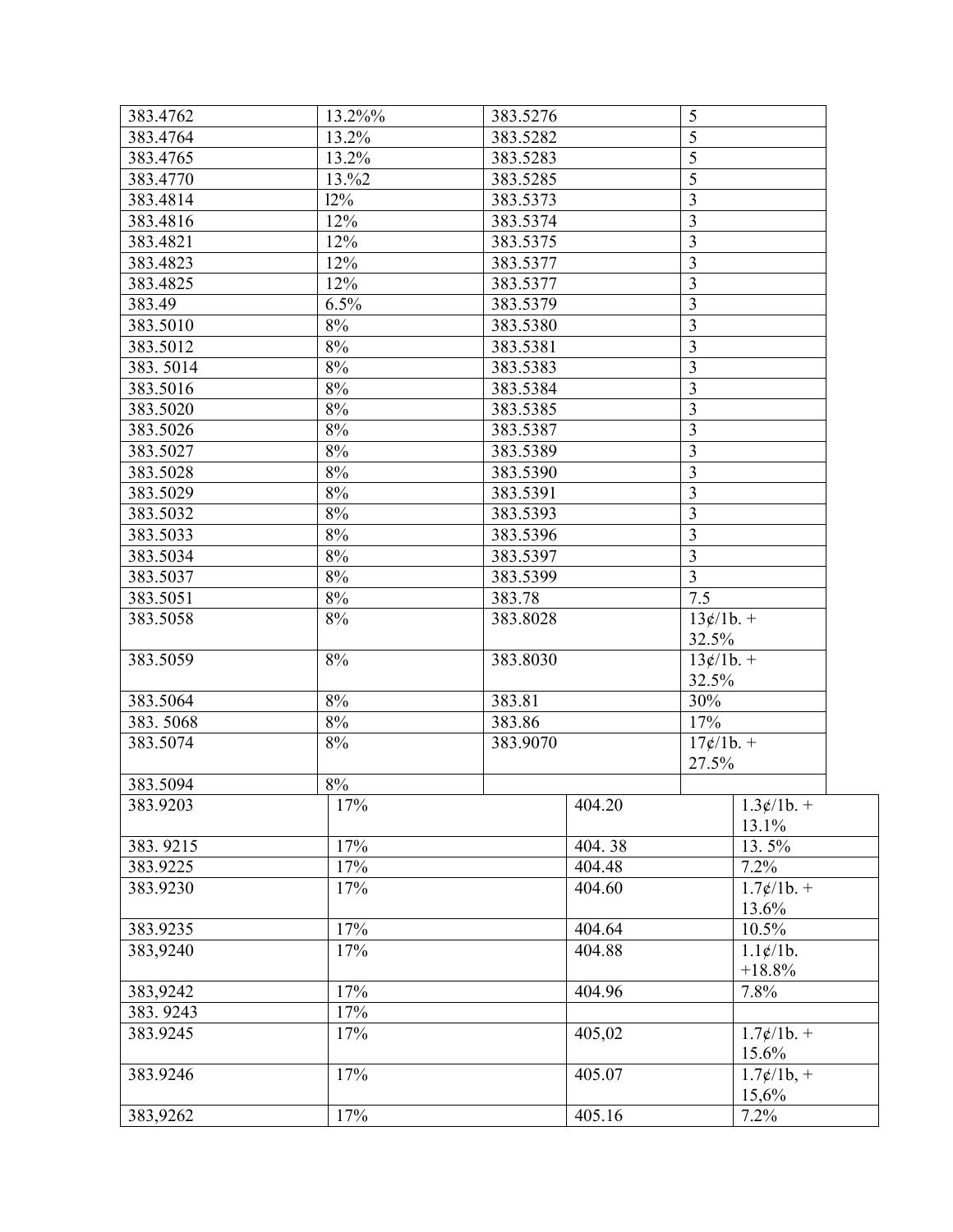| | | | |
|---|---|---|---|
| 383.4762 | 13.2%% | 383.5276 | 5 |
| 383.4764 | 13.2% | 383.5282 | 5 |
| 383.4765 | 13.2% | 383.5283 | 5 |
| 383.4770 | 13.%2 | 383.5285 | 5 |
| 383.4814 | l2% | 383.5373 | 3 |
| 383.4816 | 12% | 383.5374 | 3 |
| 383.4821 | 12% | 383.5375 | 3 |
| 383.4823 | 12% | 383.5377 | 3 |
| 383.4825 | 12% | 383.5377 | 3 |
| 383.49 | 6.5% | 383.5379 | 3 |
| 383.5010 | 8% | 383.5380 | 3 |
| 383.5012 | 8% | 383.5381 | 3 |
| 383. 5014 | 8% | 383.5383 | 3 |
| 383.5016 | 8% | 383.5384 | 3 |
| 383.5020 | 8% | 383.5385 | 3 |
| 383.5026 | 8% | 383.5387 | 3 |
| 383.5027 | 8% | 383.5389 | 3 |
| 383.5028 | 8% | 383.5390 | 3 |
| 383.5029 | 8% | 383.5391 | 3 |
| 383.5032 | 8% | 383.5393 | 3 |
| 383.5033 | 8% | 383.5396 | 3 |
| 383.5034 | 8% | 383.5397 | 3 |
| 383.5037 | 8% | 383.5399 | 3 |
| 383.5051 | 8% | 383.78 | 7.5 |
| 383.5058 | 8% | 383.8028 | 13¢/1b. + 32.5% |
| 383.5059 | 8% | 383.8030 | 13¢/1b. + 32.5% |
| 383.5064 | 8% | 383.81 | 30% |
| 383. 5068 | 8% | 383.86 | 17% |
| 383.5074 | 8% | 383.9070 | 17¢/1b. + 27.5% |
| 383.5094 | 8% | | |

| | | | |
|---|---|---|---|
| 383.9203 | 17% | 404.20 | 1.3¢/1b. + 13.1% |
| 383. 9215 | 17% | 404. 38 | 13. 5% |
| 383.9225 | 17% | 404.48 | 7.2% |
| 383.9230 | 17% | 404.60 | 1.7¢/1b. + 13.6% |
| 383.9235 | 17% | 404.64 | 10.5% |
| 383,9240 | 17% | 404.88 | 1.1¢/1b. +18.8% |
| 383,9242 | 17% | 404.96 | 7.8% |
| 383. 9243 | 17% | | |
| 383.9245 | 17% | 405,02 | 1.7¢/1b. + 15.6% |
| 383.9246 | 17% | 405.07 | 1.7¢/1b, + 15,6% |
| 383,9262 | 17% | 405.16 | 7.2% |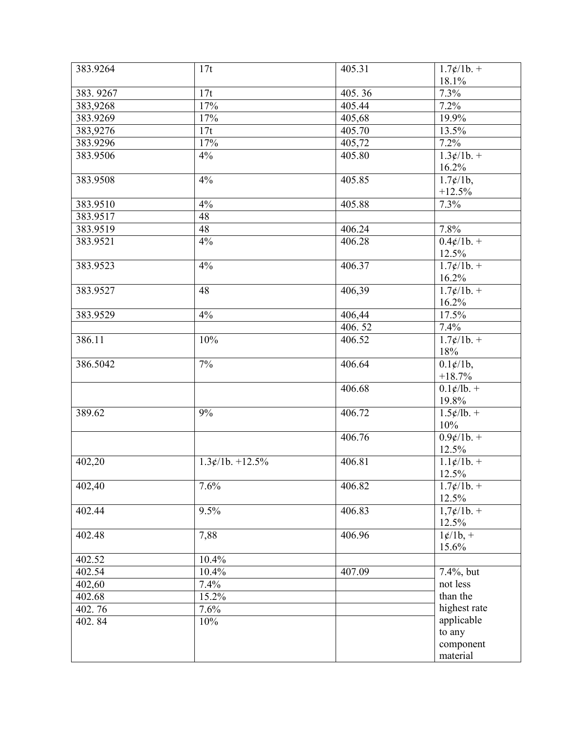| 383.9264 | 17t | 405.31 | 1.7¢/1b. + 18.1% |
|---|---|---|---|
| 383. 9267 | 17t | 405. 36 | 7.3% |
| 383,9268 | 17% | 405.44 | 7.2% |
| 383.9269 | 17% | 405,68 | 19.9% |
| 383,9276 | 17t | 405.70 | 13.5% |
| 383.9296 | 17% | 405,72 | 7.2% |
| 383.9506 | 4% | 405.80 | 1.3¢/1b. + 16.2% |
| 383.9508 | 4% | 405.85 | 1.7¢/1b, +12.5% |
| 383.9510 | 4% | 405.88 | 7.3% |
| 383.9517 | 48 | | |
| 383.9519 | 48 | 406.24 | 7.8% |
| 383.9521 | 4% | 406.28 | 0.4¢/1b. + 12.5% |
| 383.9523 | 4% | 406.37 | 1.7¢/1b. + 16.2% |
| 383.9527 | 48 | 406,39 | 1.7¢/1b. + 16.2% |
| 383.9529 | 4% | 406,44 | 17.5% |
| | | 406. 52 | 7.4% |
| 386.11 | 10% | 406.52 | 1.7¢/1b. + 18% |
| 386.5042 | 7% | 406.64 | 0.1¢/1b, +18.7% |
| | | 406.68 | 0.1¢/lb. + 19.8% |
| 389.62 | 9% | 406.72 | 1.5¢/lb. + 10% |
| | | 406.76 | 0.9¢/1b. + 12.5% |
| 402,20 | 1.3¢/1b. +12.5% | 406.81 | 1.1¢/1b. + 12.5% |
| 402,40 | 7.6% | 406.82 | 1.7¢/1b. + 12.5% |
| 402.44 | 9.5% | 406.83 | 1,7¢/1b. + 12.5% |
| 402.48 | 7,88 | 406.96 | 1¢/1b, + 15.6% |
| 402.52 | 10.4% | | |
| 402.54 | 10.4% | 407.09 | 7.4%, but not less than the highest rate applicable to any component material |
| 402,60 | 7.4% | | |
| 402.68 | 15.2% | | |
| 402. 76 | 7.6% | | |
| 402. 84 | 10% | | |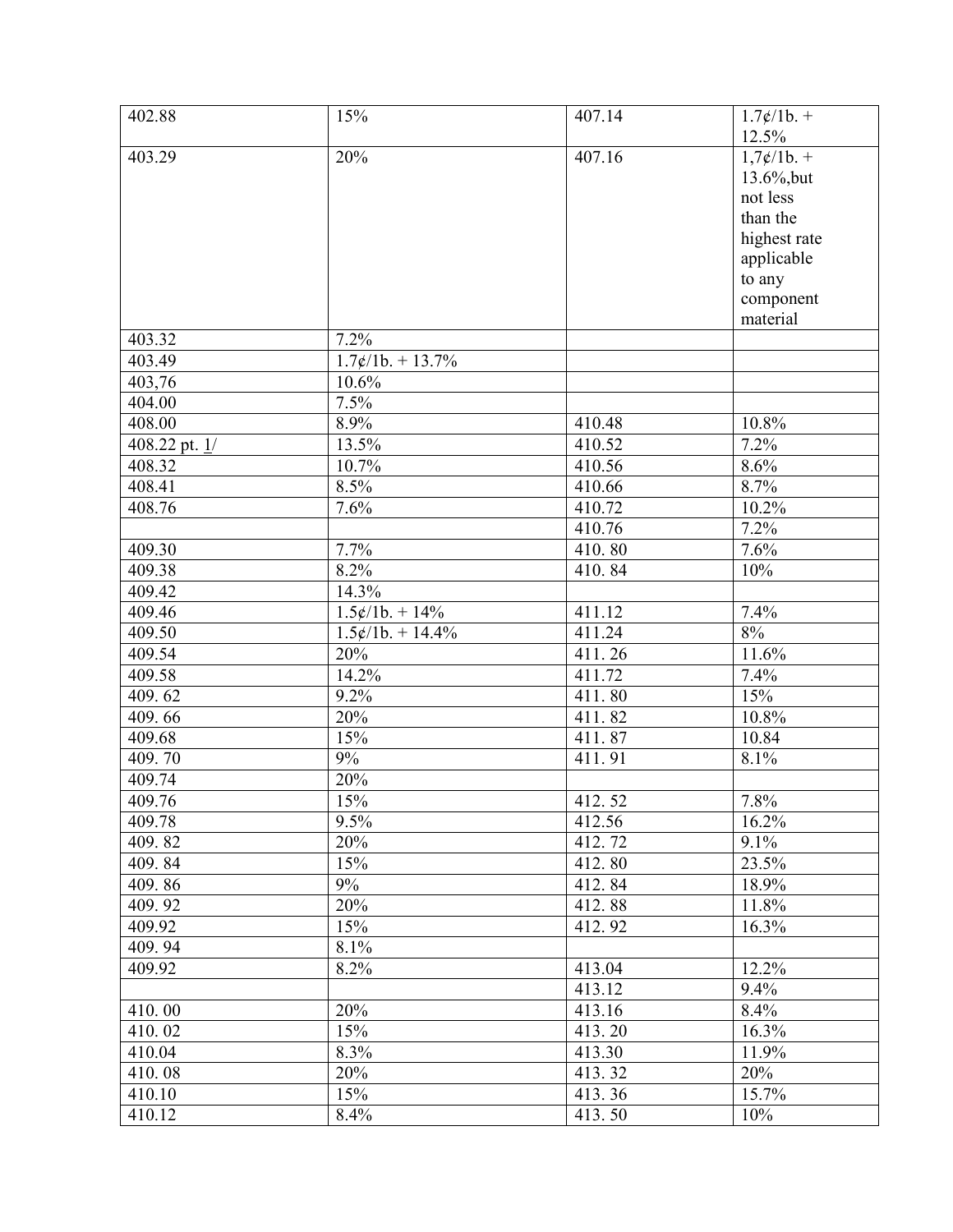| 402.88 | 15% | 407.14 | 1.7¢/1b. + 12.5% |
|---|---|---|---|
| 403.29 | 20% | 407.16 | 1,7¢/1b. + 13.6%,but not less than the highest rate applicable to any component material |
| 403.32 | 7.2% | | |
| 403.49 | 1.7¢/1b. + 13.7% | | |
| 403,76 | 10.6% | | |
| 404.00 | 7.5% | | |
| 408.00 | 8.9% | 410.48 | 10.8% |
| 408.22 pt. 1/ | 13.5% | 410.52 | 7.2% |
| 408.32 | 10.7% | 410.56 | 8.6% |
| 408.41 | 8.5% | 410.66 | 8.7% |
| 408.76 | 7.6% | 410.72 | 10.2% |
| | | 410.76 | 7.2% |
| 409.30 | 7.7% | 410. 80 | 7.6% |
| 409.38 | 8.2% | 410. 84 | 10% |
| 409.42 | 14.3% | | |
| 409.46 | 1.5¢/1b. + 14% | 411.12 | 7.4% |
| 409.50 | 1.5¢/1b. + 14.4% | 411.24 | 8% |
| 409.54 | 20% | 411. 26 | 11.6% |
| 409.58 | 14.2% | 411.72 | 7.4% |
| 409. 62 | 9.2% | 411. 80 | 15% |
| 409. 66 | 20% | 411. 82 | 10.8% |
| 409.68 | 15% | 411. 87 | 10.84 |
| 409. 70 | 9% | 411. 91 | 8.1% |
| 409.74 | 20% | | |
| 409.76 | 15% | 412. 52 | 7.8% |
| 409.78 | 9.5% | 412.56 | 16.2% |
| 409. 82 | 20% | 412. 72 | 9.1% |
| 409. 84 | 15% | 412. 80 | 23.5% |
| 409. 86 | 9% | 412. 84 | 18.9% |
| 409. 92 | 20% | 412. 88 | 11.8% |
| 409.92 | 15% | 412. 92 | 16.3% |
| 409. 94 | 8.1% | | |
| 409.92 | 8.2% | 413.04 | 12.2% |
| | | 413.12 | 9.4% |
| 410. 00 | 20% | 413.16 | 8.4% |
| 410. 02 | 15% | 413. 20 | 16.3% |
| 410.04 | 8.3% | 413.30 | 11.9% |
| 410. 08 | 20% | 413. 32 | 20% |
| 410.10 | 15% | 413. 36 | 15.7% |
| 410.12 | 8.4% | 413. 50 | 10% |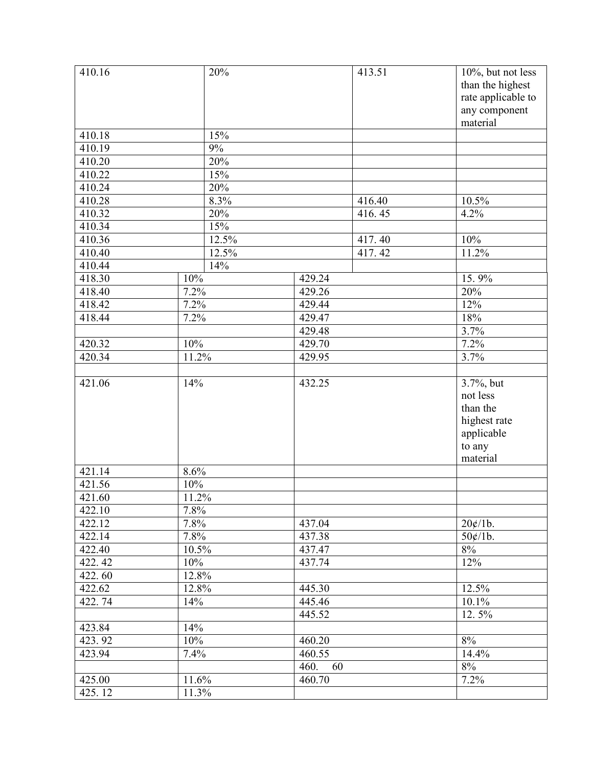| | | | |
|---|---|---|---|
| 410.16 | 20% | 413.51 | 10%, but not less than the highest rate applicable to any component material |
| 410.18 | 15% | | |
| 410.19 | 9% | | |
| 410.20 | 20% | | |
| 410.22 | 15% | | |
| 410.24 | 20% | | |
| 410.28 | 8.3% | 416.40 | 10.5% |
| 410.32 | 20% | 416. 45 | 4.2% |
| 410.34 | 15% | | |
| 410.36 | 12.5% | 417. 40 | 10% |
| 410.40 | 12.5% | 417. 42 | 11.2% |
| 410.44 | 14% | | |
| 418.30 | 10% | 429.24 | 15. 9% |
| 418.40 | 7.2% | 429.26 | 20% |
| 418.42 | 7.2% | 429.44 | 12% |
| 418.44 | 7.2% | 429.47 | 18% |
| | | 429.48 | 3.7% |
| 420.32 | 10% | 429.70 | 7.2% |
| 420.34 | 11.2% | 429.95 | 3.7% |
| | | | |
| 421.06 | 14% | 432.25 | 3.7%, but not less than the highest rate applicable to any material |
| 421.14 | 8.6% | | |
| 421.56 | 10% | | |
| 421.60 | 11.2% | | |
| 422.10 | 7.8% | | |
| 422.12 | 7.8% | 437.04 | 20¢/1b. |
| 422.14 | 7.8% | 437.38 | 50¢/1b. |
| 422.40 | 10.5% | 437.47 | 8% |
| 422. 42 | 10% | 437.74 | 12% |
| 422. 60 | 12.8% | | |
| 422.62 | 12.8% | 445.30 | 12.5% |
| 422. 74 | 14% | 445.46 | 10.1% |
| | | 445.52 | 12. 5% |
| 423.84 | 14% | | |
| 423. 92 | 10% | 460.20 | 8% |
| 423.94 | 7.4% | 460.55 | 14.4% |
| | | 460. 60 | 8% |
| 425.00 | 11.6% | 460.70 | 7.2% |
| 425. 12 | 11.3% | | |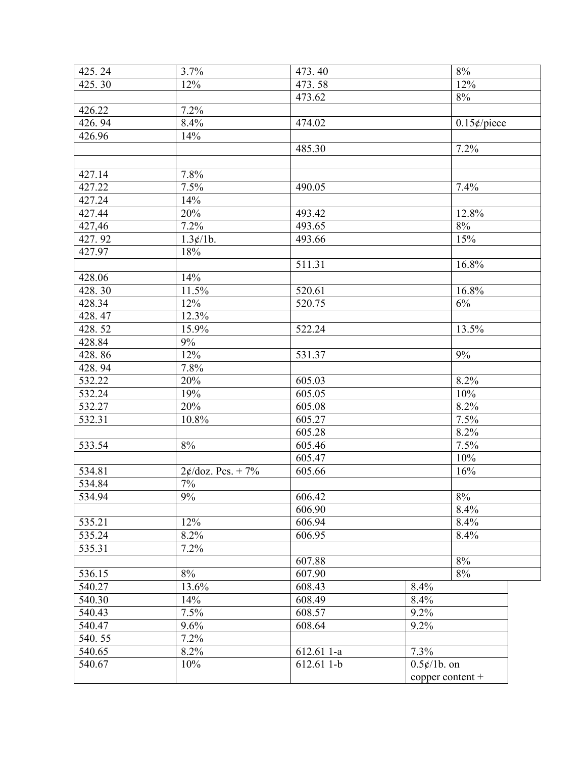| | | | |
|---|---|---|---|
| 425. 24 | 3.7% | 473. 40 | 8% |
| 425. 30 | 12% | 473. 58 | 12% |
| | | 473.62 | 8% |
| 426.22 | 7.2% | | |
| 426. 94 | 8.4% | 474.02 | 0.15¢/piece |
| 426.96 | 14% | | |
| | | 485.30 | 7.2% |
| | | | |
| 427.14 | 7.8% | | |
| 427.22 | 7.5% | 490.05 | 7.4% |
| 427.24 | 14% | | |
| 427.44 | 20% | 493.42 | 12.8% |
| 427,46 | 7.2% | 493.65 | 8% |
| 427. 92 | 1.3¢/1b. | 493.66 | 15% |
| 427.97 | 18% | | |
| | | 511.31 | 16.8% |
| 428.06 | 14% | | |
| 428. 30 | 11.5% | 520.61 | 16.8% |
| 428.34 | 12% | 520.75 | 6% |
| 428. 47 | 12.3% | | |
| 428. 52 | 15.9% | 522.24 | 13.5% |
| 428.84 | 9% | | |
| 428. 86 | 12% | 531.37 | 9% |
| 428. 94 | 7.8% | | |
| 532.22 | 20% | 605.03 | 8.2% |
| 532.24 | 19% | 605.05 | 10% |
| 532.27 | 20% | 605.08 | 8.2% |
| 532.31 | 10.8% | 605.27 | 7.5% |
| | | 605.28 | 8.2% |
| 533.54 | 8% | 605.46 | 7.5% |
| | | 605.47 | 10% |
| 534.81 | 2¢/doz. Pcs. + 7% | 605.66 | 16% |
| 534.84 | 7% | | |
| 534.94 | 9% | 606.42 | 8% |
| | | 606.90 | 8.4% |
| 535.21 | 12% | 606.94 | 8.4% |
| 535.24 | 8.2% | 606.95 | 8.4% |
| 535.31 | 7.2% | | |
| | | 607.88 | 8% |
| 536.15 | 8% | 607.90 | 8% |
| 540.27 | 13.6% | 608.43 | 8.4% |
| 540.30 | 14% | 608.49 | 8.4% |
| 540.43 | 7.5% | 608.57 | 9.2% |
| 540.47 | 9.6% | 608.64 | 9.2% |
| 540. 55 | 7.2% | | |
| 540.65 | 8.2% | 612.61 1-a | 7.3% |
| 540.67 | 10% | 612.61 1-b | 0.5¢/1b. on copper content + |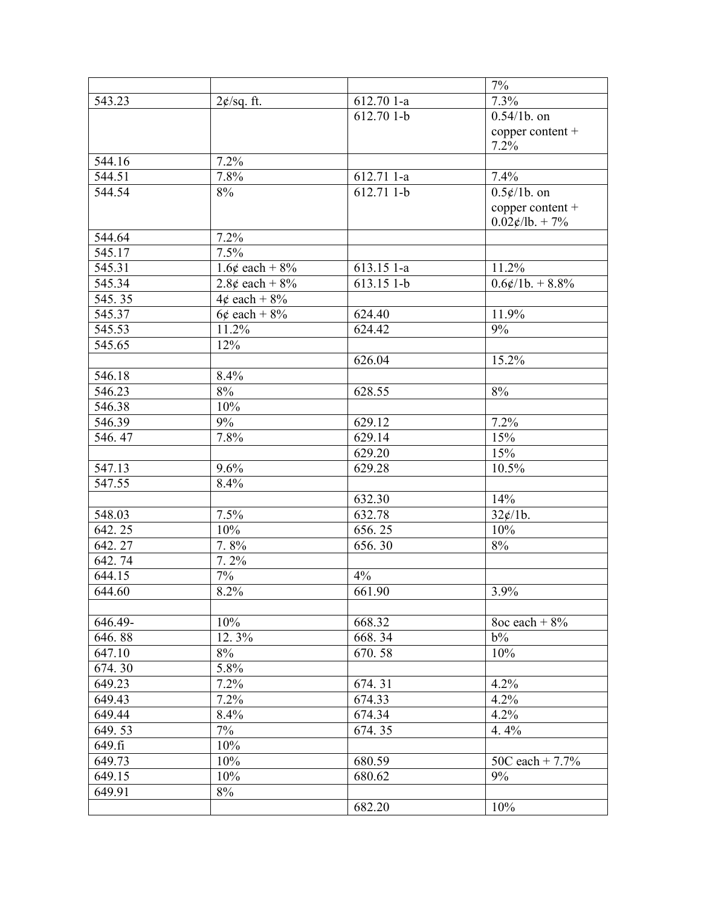| | | | 7% |
|---|---|---|---|
| 543.23 | 2¢/sq. ft. | 612.70 1-a | 7.3% |
| | | 612.70 1-b | 0.54/1b. on copper content + 7.2% |
| 544.16 | 7.2% | | |
| 544.51 | 7.8% | 612.71 1-a | 7.4% |
| 544.54 | 8% | 612.71 1-b | 0.5¢/1b. on copper content + 0.02¢/lb. + 7% |
| 544.64 | 7.2% | | |
| 545.17 | 7.5% | | |
| 545.31 | 1.6¢ each + 8% | 613.15 1-a | 11.2% |
| 545.34 | 2.8¢ each + 8% | 613.15 1-b | 0.6¢/1b. + 8.8% |
| 545. 35 | 4¢ each + 8% | | |
| 545.37 | 6¢ each + 8% | 624.40 | 11.9% |
| 545.53 | 11.2% | 624.42 | 9% |
| 545.65 | 12% | | |
| | | 626.04 | 15.2% |
| 546.18 | 8.4% | | |
| 546.23 | 8% | 628.55 | 8% |
| 546.38 | 10% | | |
| 546.39 | 9% | 629.12 | 7.2% |
| 546. 47 | 7.8% | 629.14 | 15% |
| | | 629.20 | 15% |
| 547.13 | 9.6% | 629.28 | 10.5% |
| 547.55 | 8.4% | | |
| | | 632.30 | 14% |
| 548.03 | 7.5% | 632.78 | 32¢/1b. |
| 642. 25 | 10% | 656. 25 | 10% |
| 642. 27 | 7. 8% | 656. 30 | 8% |
| 642. 74 | 7. 2% | | |
| 644.15 | 7% | 4% | |
| 644.60 | 8.2% | 661.90 | 3.9% |
| | | | |
| 646.49- | 10% | 668.32 | 8oc each + 8% |
| 646. 88 | 12. 3% | 668. 34 | b% |
| 647.10 | 8% | 670. 58 | 10% |
| 674. 30 | 5.8% | | |
| 649.23 | 7.2% | 674. 31 | 4.2% |
| 649.43 | 7.2% | 674.33 | 4.2% |
| 649.44 | 8.4% | 674.34 | 4.2% |
| 649. 53 | 7% | 674. 35 | 4. 4% |
| 649.fi | 10% | | |
| 649.73 | 10% | 680.59 | 50C each + 7.7% |
| 649.15 | 10% | 680.62 | 9% |
| 649.91 | 8% | | |
| | | 682.20 | 10% |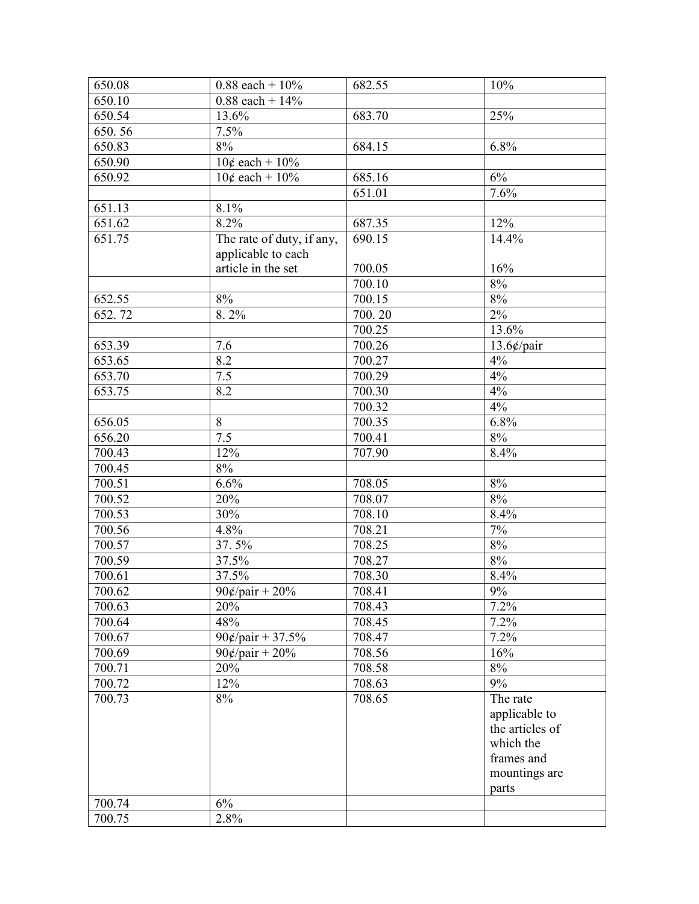| 650.08 | 0.88 each + 10% | 682.55 | 10% |
|---|---|---|---|
| 650.10 | 0.88 each + 14% | | |
| 650.54 | 13.6% | 683.70 | 25% |
| 650. 56 | 7.5% | | |
| 650.83 | 8% | 684.15 | 6.8% |
| 650.90 | 10¢ each + 10% | | |
| 650.92 | 10¢ each + 10% | 685.16 | 6% |
| | | 651.01 | 7.6% |
| 651.13 | 8.1% | | |
| 651.62 | 8.2% | 687.35 | 12% |
| 651.75 | The rate of duty, if any, applicable to each article in the set | 690.15<br><br>700.05 | 14.4%<br><br>16% |
| | | 700.10 | 8% |
| 652.55 | 8% | 700.15 | 8% |
| 652. 72 | 8. 2% | 700. 20 | 2% |
| | | 700.25 | 13.6% |
| 653.39 | 7.6 | 700.26 | 13.6¢/pair |
| 653.65 | 8.2 | 700.27 | 4% |
| 653.70 | 7.5 | 700.29 | 4% |
| 653.75 | 8.2 | 700.30 | 4% |
| | | 700.32 | 4% |
| 656.05 | 8 | 700.35 | 6.8% |
| 656.20 | 7.5 | 700.41 | 8% |
| 700.43 | 12% | 707.90 | 8.4% |
| 700.45 | 8% | | |
| 700.51 | 6.6% | 708.05 | 8% |
| 700.52 | 20% | 708.07 | 8% |
| 700.53 | 30% | 708.10 | 8.4% |
| 700.56 | 4.8% | 708.21 | 7% |
| 700.57 | 37. 5% | 708.25 | 8% |
| 700.59 | 37.5% | 708.27 | 8% |
| 700.61 | 37.5% | 708.30 | 8.4% |
| 700.62 | 90¢/pair + 20% | 708.41 | 9% |
| 700.63 | 20% | 708.43 | 7.2% |
| 700.64 | 48% | 708.45 | 7.2% |
| 700.67 | 90¢/pair + 37.5% | 708.47 | 7.2% |
| 700.69 | 90¢/pair + 20% | 708.56 | 16% |
| 700.71 | 20% | 708.58 | 8% |
| 700.72 | 12% | 708.63 | 9% |
| 700.73 | 8% | 708.65 | The rate applicable to the articles of which the frames and mountings are parts |
| 700.74 | 6% | | |
| 700.75 | 2.8% | | |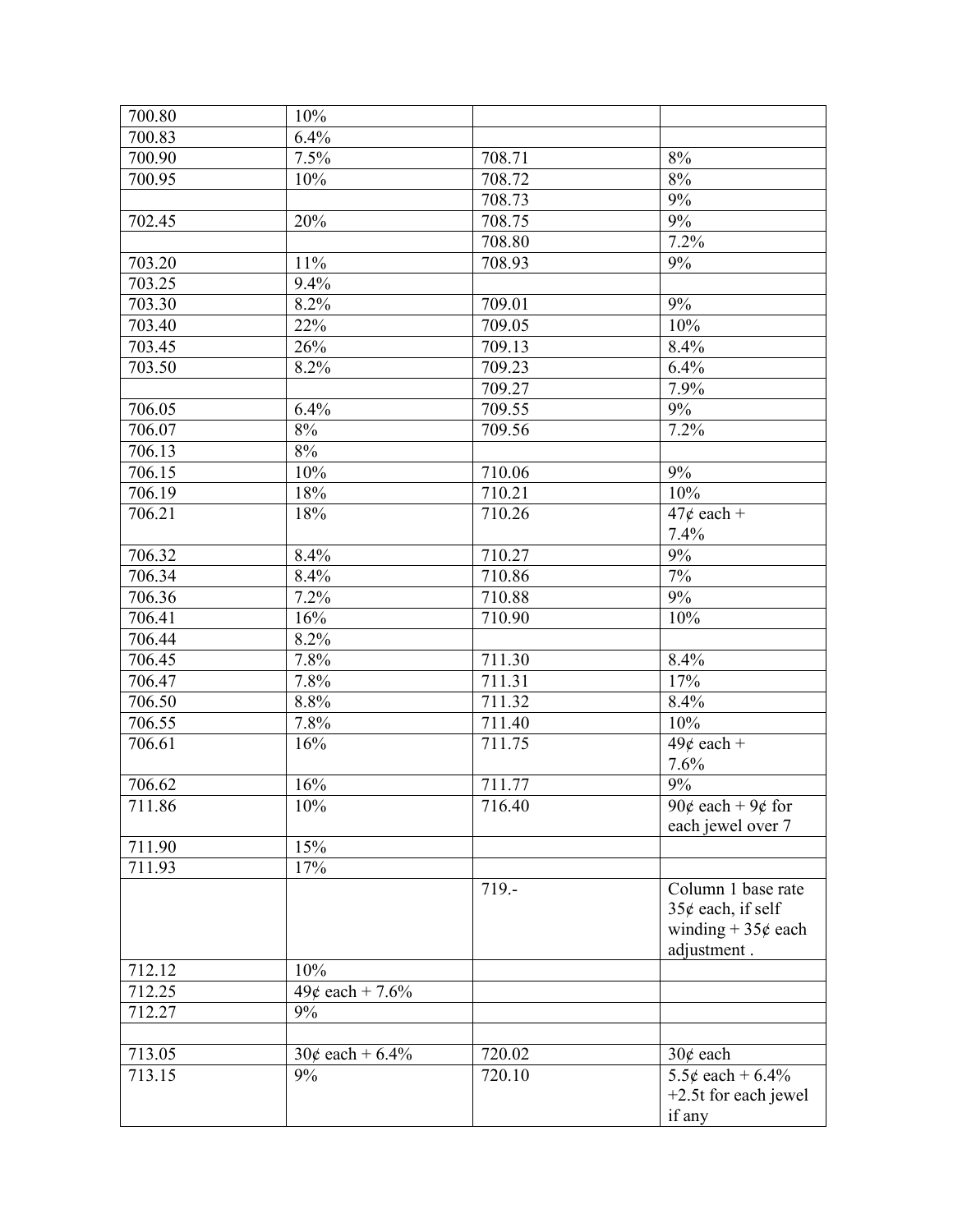| | | | |
|---|---|---|---|
| 700.80 | 10% | | |
| 700.83 | 6.4% | | |
| 700.90 | 7.5% | 708.71 | 8% |
| 700.95 | 10% | 708.72 | 8% |
| | | 708.73 | 9% |
| 702.45 | 20% | 708.75 | 9% |
| | | 708.80 | 7.2% |
| 703.20 | 11% | 708.93 | 9% |
| 703.25 | 9.4% | | |
| 703.30 | 8.2% | 709.01 | 9% |
| 703.40 | 22% | 709.05 | 10% |
| 703.45 | 26% | 709.13 | 8.4% |
| 703.50 | 8.2% | 709.23 | 6.4% |
| | | 709.27 | 7.9% |
| 706.05 | 6.4% | 709.55 | 9% |
| 706.07 | 8% | 709.56 | 7.2% |
| 706.13 | 8% | | |
| 706.15 | 10% | 710.06 | 9% |
| 706.19 | 18% | 710.21 | 10% |
| 706.21 | 18% | 710.26 | 47¢ each + 7.4% |
| 706.32 | 8.4% | 710.27 | 9% |
| 706.34 | 8.4% | 710.86 | 7% |
| 706.36 | 7.2% | 710.88 | 9% |
| 706.41 | 16% | 710.90 | 10% |
| 706.44 | 8.2% | | |
| 706.45 | 7.8% | 711.30 | 8.4% |
| 706.47 | 7.8% | 711.31 | 17% |
| 706.50 | 8.8% | 711.32 | 8.4% |
| 706.55 | 7.8% | 711.40 | 10% |
| 706.61 | 16% | 711.75 | 49¢ each + 7.6% |
| 706.62 | 16% | 711.77 | 9% |
| 711.86 | 10% | 716.40 | 90¢ each + 9¢ for each jewel over 7 |
| 711.90 | 15% | | |
| 711.93 | 17% | | |
| | | 719.- | Column 1 base rate 35¢ each, if self winding + 35¢ each adjustment . |
| 712.12 | 10% | | |
| 712.25 | 49¢ each + 7.6% | | |
| 712.27 | 9% | | |
| | | | |
| 713.05 | 30¢ each + 6.4% | 720.02 | 30¢ each |
| 713.15 | 9% | 720.10 | 5.5¢ each + 6.4% +2.5t for each jewel if any |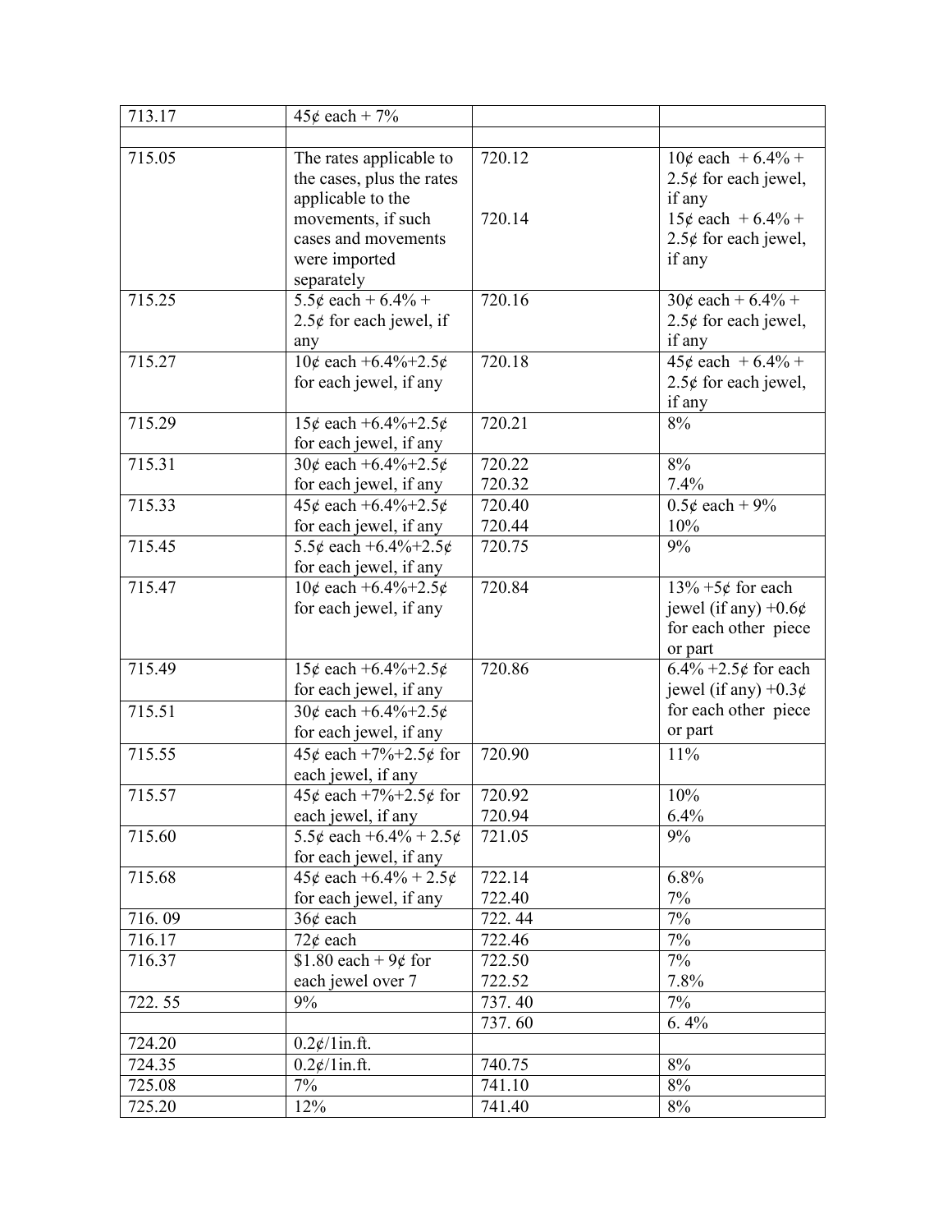| 713.17 | 45¢ each + 7% | | |
|---|---|---|---|
| | | | |
| 715.05 | The rates applicable to the cases, plus the rates applicable to the movements, if such cases and movements were imported separately | 720.12<br><br>720.14 | 10¢ each + 6.4% + 2.5¢ for each jewel, if any<br>15¢ each + 6.4% + 2.5¢ for each jewel, if any |
| 715.25 | 5.5¢ each + 6.4% + 2.5¢ for each jewel, if any | 720.16 | 30¢ each + 6.4% + 2.5¢ for each jewel, if any |
| 715.27 | 10¢ each +6.4%+2.5¢ for each jewel, if any | 720.18 | 45¢ each + 6.4% + 2.5¢ for each jewel, if any |
| 715.29 | 15¢ each +6.4%+2.5¢ for each jewel, if any | 720.21 | 8% |
| 715.31 | 30¢ each +6.4%+2.5¢ for each jewel, if any | 720.22<br>720.32 | 8%<br>7.4% |
| 715.33 | 45¢ each +6.4%+2.5¢ for each jewel, if any | 720.40<br>720.44 | 0.5¢ each + 9%<br>10% |
| 715.45 | 5.5¢ each +6.4%+2.5¢ for each jewel, if any | 720.75 | 9% |
| 715.47 | 10¢ each +6.4%+2.5¢ for each jewel, if any | 720.84 | 13% +5¢ for each jewel (if any) +0.6¢ for each other piece or part |
| 715.49 | 15¢ each +6.4%+2.5¢ for each jewel, if any | 720.86 | 6.4% +2.5¢ for each jewel (if any) +0.3¢ for each other piece or part |
| 715.51 | 30¢ each +6.4%+2.5¢ for each jewel, if any | | |
| 715.55 | 45¢ each +7%+2.5¢ for each jewel, if any | 720.90 | 11% |
| 715.57 | 45¢ each +7%+2.5¢ for each jewel, if any | 720.92<br>720.94 | 10%<br>6.4% |
| 715.60 | 5.5¢ each +6.4% + 2.5¢ for each jewel, if any | 721.05 | 9% |
| 715.68 | 45¢ each +6.4% + 2.5¢ for each jewel, if any | 722.14<br>722.40 | 6.8%<br>7% |
| 716. 09 | 36¢ each | 722. 44 | 7% |
| 716.17 | 72¢ each | 722.46 | 7% |
| 716.37 | $1.80 each + 9¢ for each jewel over 7 | 722.50<br>722.52 | 7%<br>7.8% |
| 722. 55 | 9% | 737. 40 | 7% |
| | | 737. 60 | 6. 4% |
| 724.20 | 0.2¢/1in.ft. | | |
| 724.35 | 0.2¢/1in.ft. | 740.75 | 8% |
| 725.08 | 7% | 741.10 | 8% |
| 725.20 | 12% | 741.40 | 8% |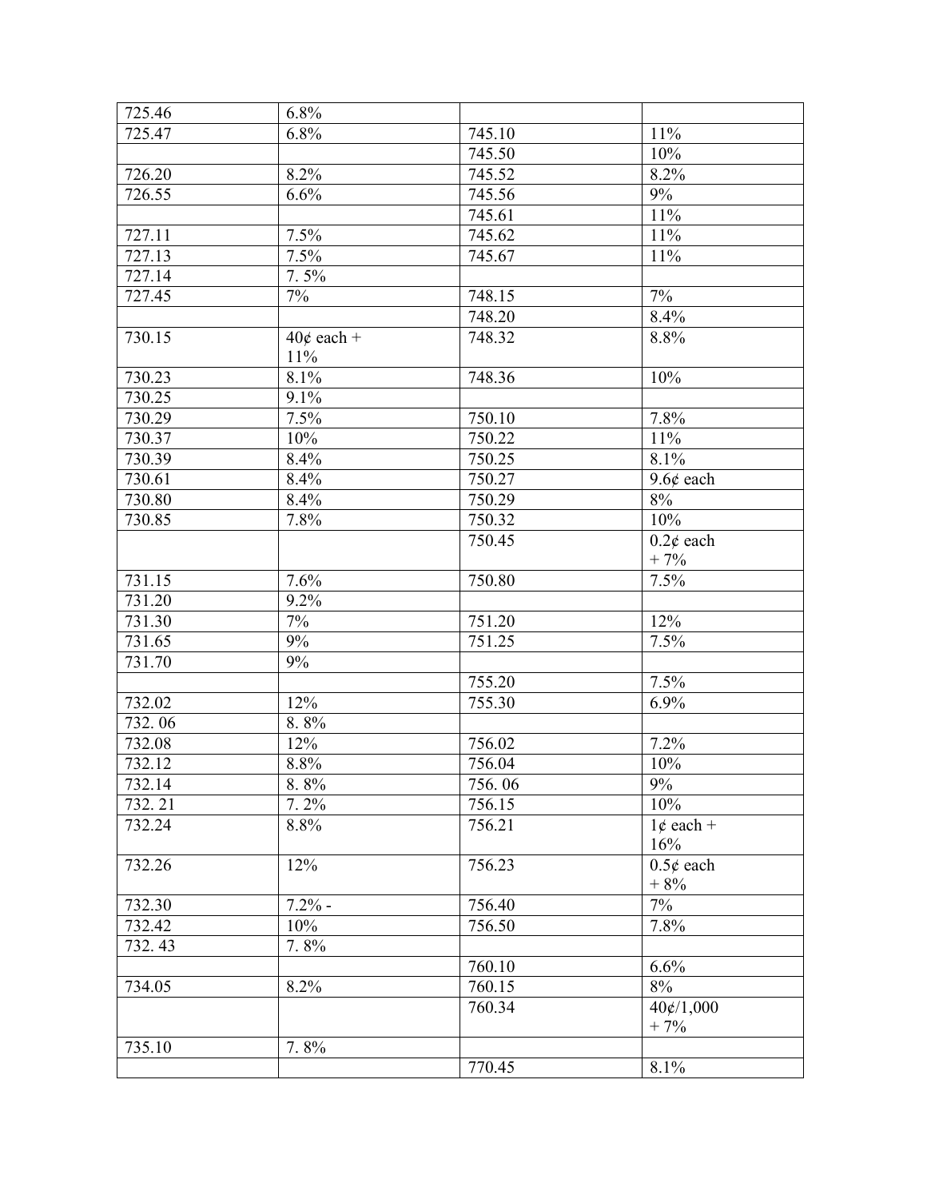| | | | |
|---|---|---|---|
| 725.46 | 6.8% | | |
| 725.47 | 6.8% | 745.10 | 11% |
| | | 745.50 | 10% |
| 726.20 | 8.2% | 745.52 | 8.2% |
| 726.55 | 6.6% | 745.56 | 9% |
| | | 745.61 | 11% |
| 727.11 | 7.5% | 745.62 | 11% |
| 727.13 | 7.5% | 745.67 | 11% |
| 727.14 | 7. 5% | | |
| 727.45 | 7% | 748.15 | 7% |
| | | 748.20 | 8.4% |
| 730.15 | 40¢ each + 11% | 748.32 | 8.8% |
| 730.23 | 8.1% | 748.36 | 10% |
| 730.25 | 9.1% | | |
| 730.29 | 7.5% | 750.10 | 7.8% |
| 730.37 | 10% | 750.22 | 11% |
| 730.39 | 8.4% | 750.25 | 8.1% |
| 730.61 | 8.4% | 750.27 | 9.6¢ each |
| 730.80 | 8.4% | 750.29 | 8% |
| 730.85 | 7.8% | 750.32 | 10% |
| | | 750.45 | 0.2¢ each + 7% |
| 731.15 | 7.6% | 750.80 | 7.5% |
| 731.20 | 9.2% | | |
| 731.30 | 7% | 751.20 | 12% |
| 731.65 | 9% | 751.25 | 7.5% |
| 731.70 | 9% | | |
| | | 755.20 | 7.5% |
| 732.02 | 12% | 755.30 | 6.9% |
| 732. 06 | 8. 8% | | |
| 732.08 | 12% | 756.02 | 7.2% |
| 732.12 | 8.8% | 756.04 | 10% |
| 732.14 | 8. 8% | 756. 06 | 9% |
| 732. 21 | 7. 2% | 756.15 | 10% |
| 732.24 | 8.8% | 756.21 | 1¢ each + 16% |
| 732.26 | 12% | 756.23 | 0.5¢ each + 8% |
| 732.30 | 7.2% - | 756.40 | 7% |
| 732.42 | 10% | 756.50 | 7.8% |
| 732. 43 | 7. 8% | | |
| | | 760.10 | 6.6% |
| 734.05 | 8.2% | 760.15 | 8% |
| | | 760.34 | 40¢/1,000 + 7% |
| 735.10 | 7. 8% | | |
| | | 770.45 | 8.1% |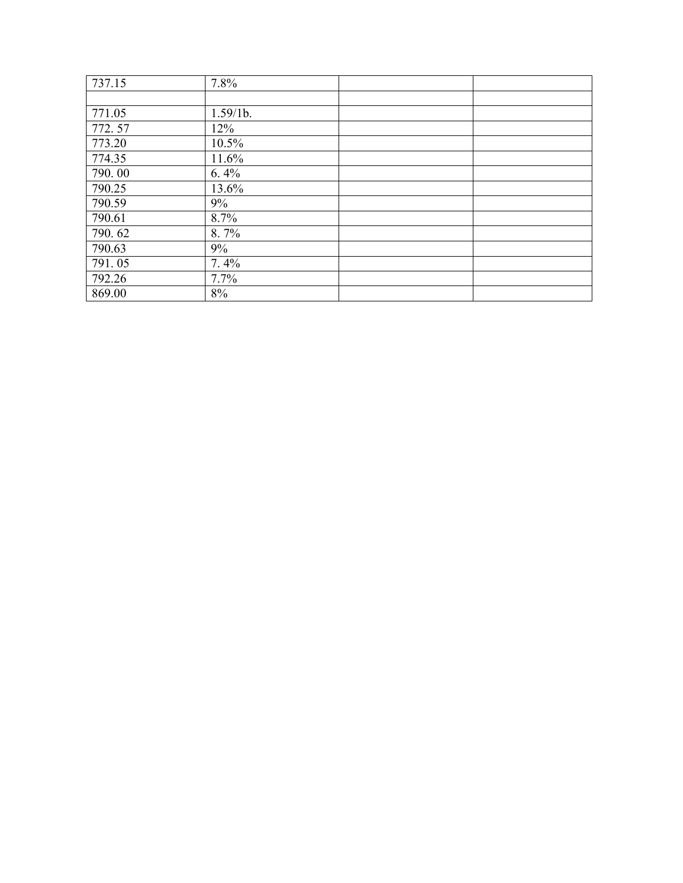| | | | |
|---|---|---|---|
| 737.15 | 7.8% | | |
| | | | |
| 771.05 | 1.59/1b. | | |
| 772. 57 | 12% | | |
| 773.20 | 10.5% | | |
| 774.35 | 11.6% | | |
| 790. 00 | 6. 4% | | |
| 790.25 | 13.6% | | |
| 790.59 | 9% | | |
| 790.61 | 8.7% | | |
| 790. 62 | 8. 7% | | |
| 790.63 | 9% | | |
| 791. 05 | 7. 4% | | |
| 792.26 | 7.7% | | |
| 869.00 | 8% | | |